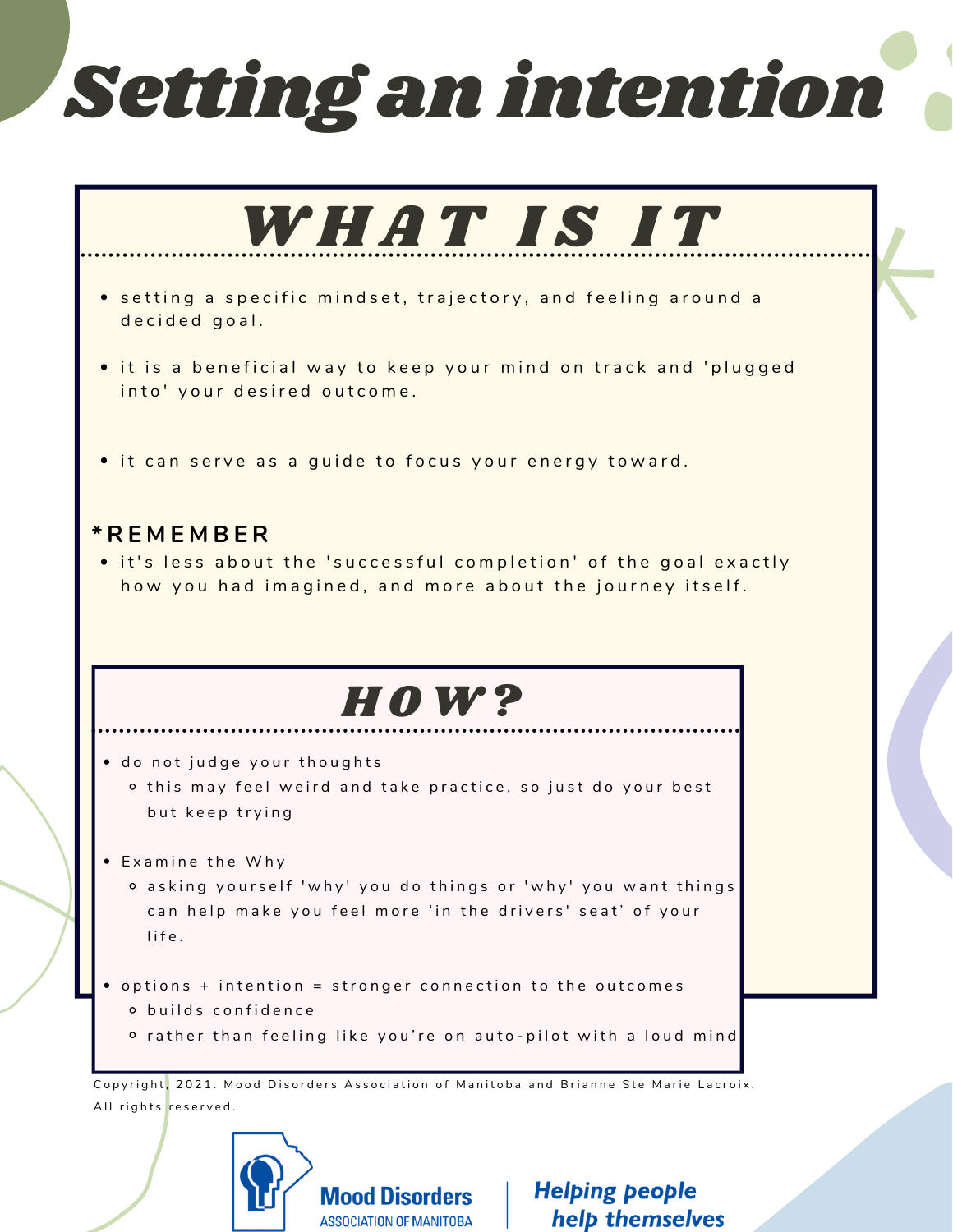# Setting an intention

## WHAT IS IT

- setting a specific mindset, trajectory, and feeling around a decided goal.
- it is a beneficial way to keep your mind on track and 'plugged into' your desired outcome.
- it can serve as a guide to focus your energy toward.

**\*REMEMBER**

- it's less about the 'successful completion' of the goal exactly how you had imagined, and more about the journey itself.

## HOW?

- do not judge your thoughts
  - this may feel weird and take practice, so just do your best but keep trying
- Examine the Why
  - asking yourself 'why' you do things or 'why' you want things can help make you feel more 'in the drivers' seat' of your life.
- options + intention = stronger connection to the outcomes
  - builds confidence
  - rather than feeling like you're on auto-pilot with a loud mind

Copyright, 2021. Mood Disorders Association of Manitoba and Brianne Ste Marie Lacroix. All rights reserved.

Mood Disorders ASSOCIATION OF MANITOBA | Helping people help themselves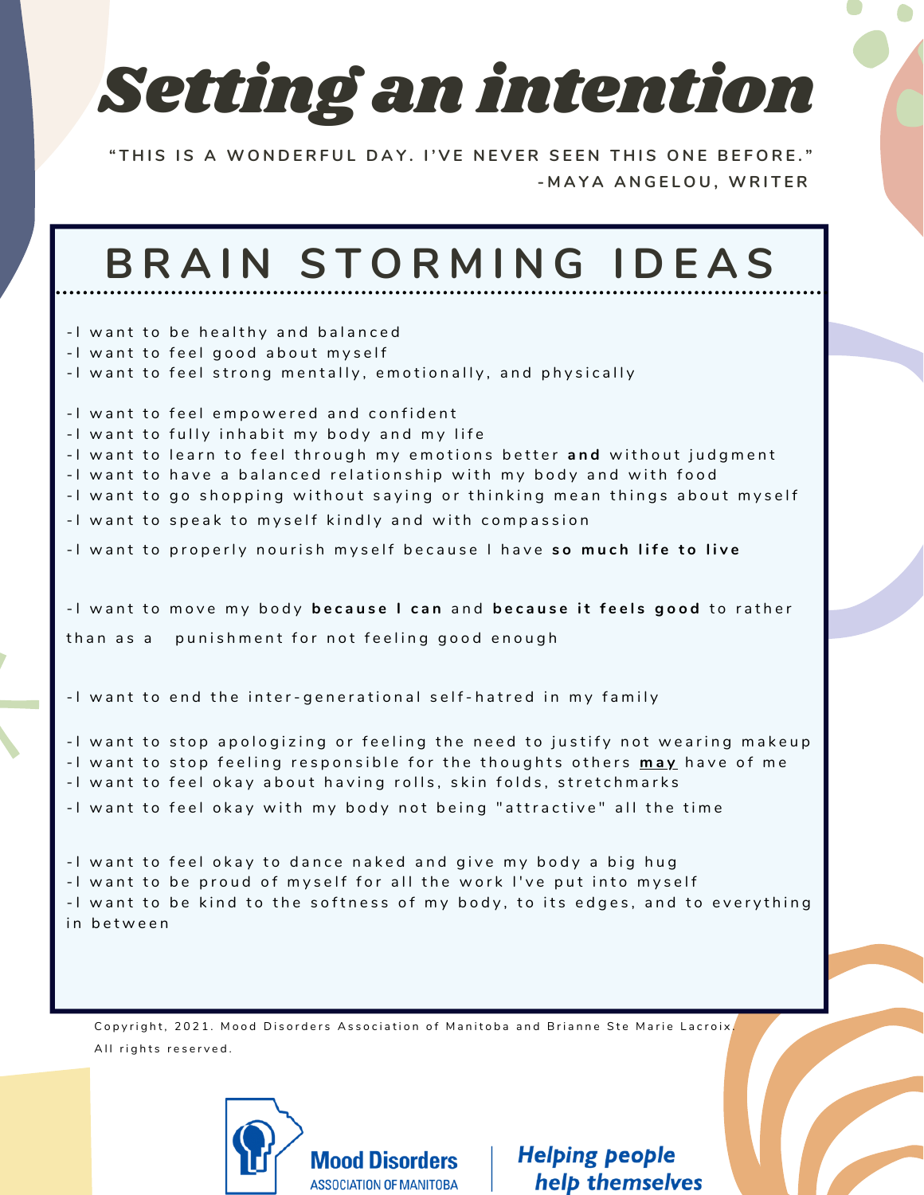# *Setting an intention*

**"THIS IS A WONDERFUL DAY. I'VE NEVER SEEN THIS ONE BEFORE."**
**-MAYA ANGELOU, WRITER**

## BRAIN STORMING IDEAS

-I want to be healthy and balanced
-I want to feel good about myself
-I want to feel strong mentally, emotionally, and physically

-I want to feel empowered and confident
-I want to fully inhabit my body and my life
-I want to learn to feel through my emotions better **and** without judgment
-I want to have a balanced relationship with my body and with food
-I want to go shopping without saying or thinking mean things about myself
-I want to speak to myself kindly and with compassion
-I want to properly nourish myself because I have **so much life to live**

-I want to move my body **because I can** and **because it feels good** to rather than as a punishment for not feeling good enough

-I want to end the inter-generational self-hatred in my family

-I want to stop apologizing or feeling the need to justify not wearing makeup
-I want to stop feeling responsible for the thoughts others **may** have of me
-I want to feel okay about having rolls, skin folds, stretchmarks
-I want to feel okay with my body not being "attractive" all the time

-I want to feel okay to dance naked and give my body a big hug
-I want to be proud of myself for all the work I've put into myself
-I want to be kind to the softness of my body, to its edges, and to everything in between

Copyright, 2021. Mood Disorders Association of Manitoba and Brianne Ste Marie Lacroix. All rights reserved.

**Mood Disorders** ASSOCIATION OF MANITOBA | ***Helping people help themselves***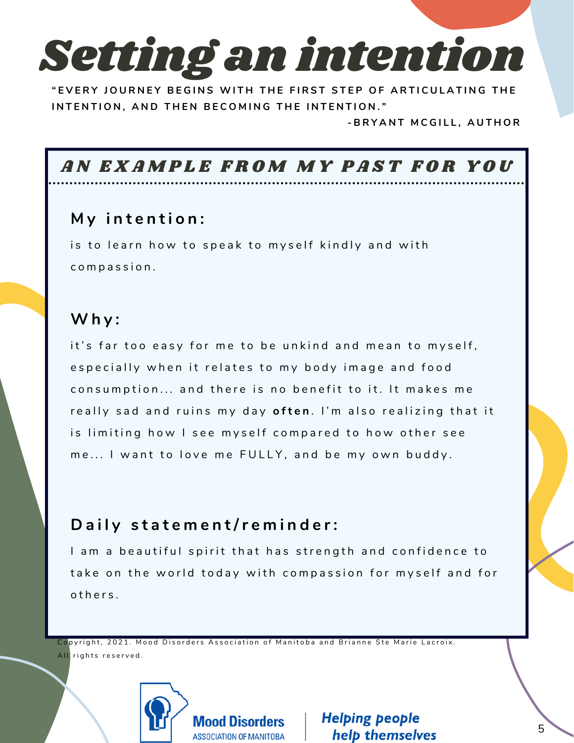# Setting an intention

**"EVERY JOURNEY BEGINS WITH THE FIRST STEP OF ARTICULATING THE INTENTION, AND THEN BECOMING THE INTENTION."**

**-BRYANT MCGILL, AUTHOR**

## *AN EXAMPLE FROM MY PAST FOR YOU*

### My intention:

is to learn how to speak to myself kindly and with compassion.

### Why:

it's far too easy for me to be unkind and mean to myself, especially when it relates to my body image and food consumption... and there is no benefit to it. It makes me really sad and ruins my day **often**. I'm also realizing that it is limiting how I see myself compared to how other see me... I want to love me FULLY, and be my own buddy.

### Daily statement/reminder:

I am a beautiful spirit that has strength and confidence to take on the world today with compassion for myself and for others.

Copyright, 2021. Mood Disorders Association of Manitoba and Brianne Ste Marie Lacroix. All rights reserved.

Mood Disorders
ASSOCIATION OF MANITOBA

*Helping people help themselves*